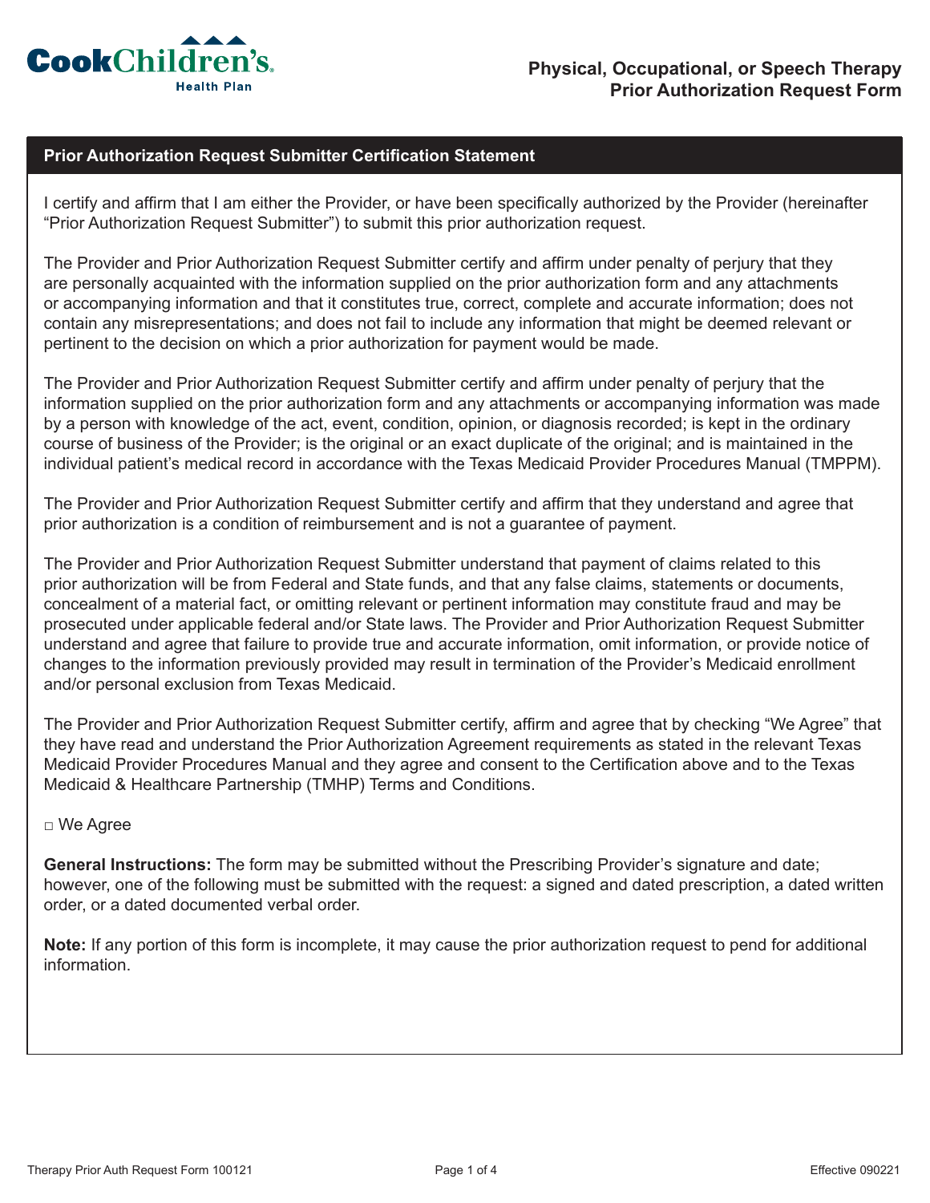Cook Children's Health Plan

# Physical, Occupational, or Speech Therapy Prior Authorization Request Form

## Prior Authorization Request Submitter Certification Statement

I certify and affirm that I am either the Provider, or have been specifically authorized by the Provider (hereinafter "Prior Authorization Request Submitter") to submit this prior authorization request.

The Provider and Prior Authorization Request Submitter certify and affirm under penalty of perjury that they are personally acquainted with the information supplied on the prior authorization form and any attachments or accompanying information and that it constitutes true, correct, complete and accurate information; does not contain any misrepresentations; and does not fail to include any information that might be deemed relevant or pertinent to the decision on which a prior authorization for payment would be made.

The Provider and Prior Authorization Request Submitter certify and affirm under penalty of perjury that the information supplied on the prior authorization form and any attachments or accompanying information was made by a person with knowledge of the act, event, condition, opinion, or diagnosis recorded; is kept in the ordinary course of business of the Provider; is the original or an exact duplicate of the original; and is maintained in the individual patient's medical record in accordance with the Texas Medicaid Provider Procedures Manual (TMPPM).

The Provider and Prior Authorization Request Submitter certify and affirm that they understand and agree that prior authorization is a condition of reimbursement and is not a guarantee of payment.

The Provider and Prior Authorization Request Submitter understand that payment of claims related to this prior authorization will be from Federal and State funds, and that any false claims, statements or documents, concealment of a material fact, or omitting relevant or pertinent information may constitute fraud and may be prosecuted under applicable federal and/or State laws. The Provider and Prior Authorization Request Submitter understand and agree that failure to provide true and accurate information, omit information, or provide notice of changes to the information previously provided may result in termination of the Provider's Medicaid enrollment and/or personal exclusion from Texas Medicaid.

The Provider and Prior Authorization Request Submitter certify, affirm and agree that by checking "We Agree" that they have read and understand the Prior Authorization Agreement requirements as stated in the relevant Texas Medicaid Provider Procedures Manual and they agree and consent to the Certification above and to the Texas Medicaid & Healthcare Partnership (TMHP) Terms and Conditions.

□ We Agree

**General Instructions:** The form may be submitted without the Prescribing Provider's signature and date; however, one of the following must be submitted with the request: a signed and dated prescription, a dated written order, or a dated documented verbal order.

**Note:** If any portion of this form is incomplete, it may cause the prior authorization request to pend for additional information.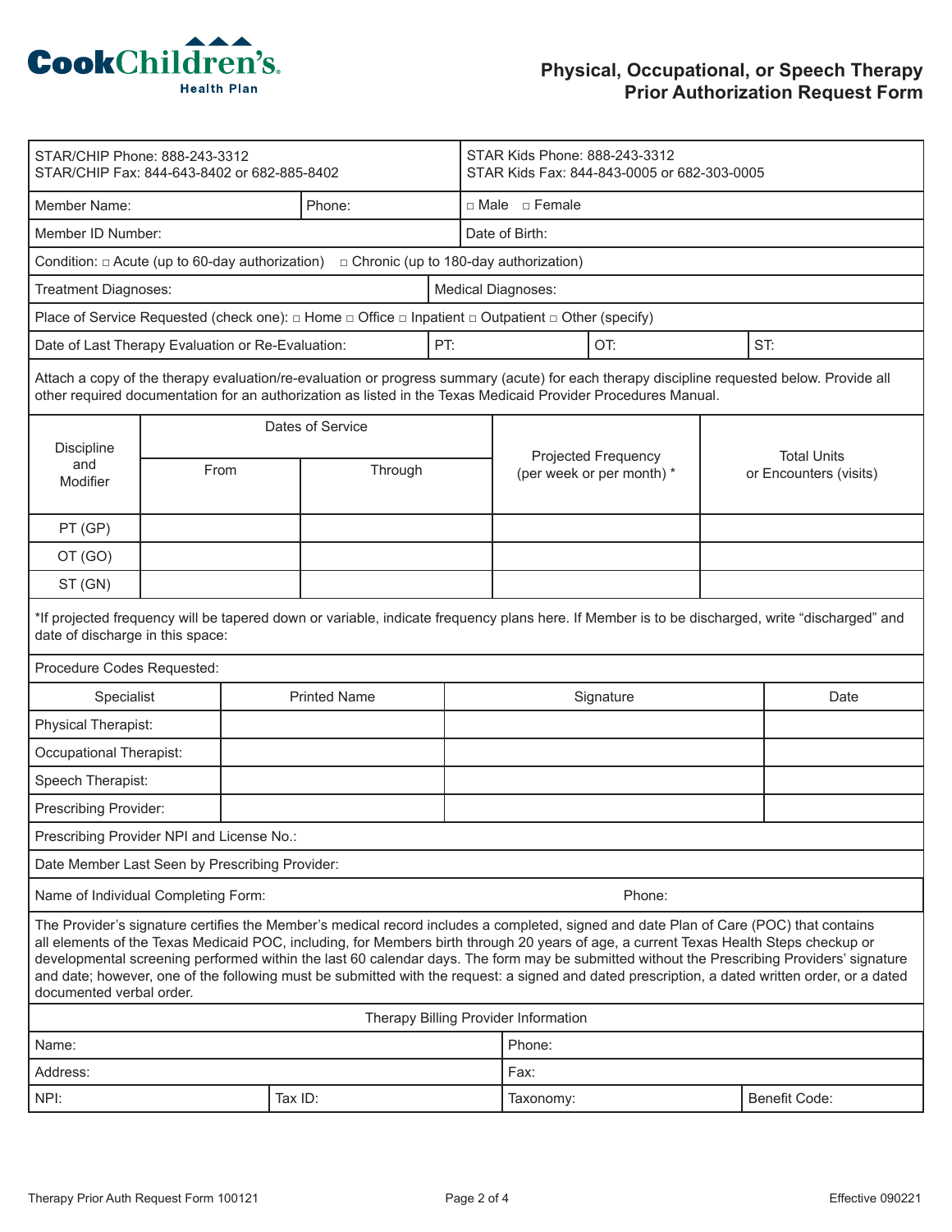Cook Children's Health Plan

# Physical, Occupational, or Speech Therapy Prior Authorization Request Form

| | |
|---|---|
| STAR/CHIP Phone: 888-243-3312<br>STAR/CHIP Fax: 844-643-8402 or 682-885-8402 | STAR Kids Phone: 888-243-3312<br>STAR Kids Fax: 844-843-0005 or 682-303-0005 |

| | | |
|---|---|---|
| Member Name: | Phone: | □ Male □ Female |
| Member ID Number: | | Date of Birth: |

Condition: □ Acute (up to 60-day authorization) □ Chronic (up to 180-day authorization)

| | |
|---|---|
| Treatment Diagnoses: | Medical Diagnoses: |

Place of Service Requested (check one): □ Home □ Office □ Inpatient □ Outpatient □ Other (specify)

| | | | |
|---|---|---|---|
| Date of Last Therapy Evaluation or Re-Evaluation: | PT: | OT: | ST: |

Attach a copy of the therapy evaluation/re-evaluation or progress summary (acute) for each therapy discipline requested below. Provide all other required documentation for an authorization as listed in the Texas Medicaid Provider Procedures Manual.

| Discipline and Modifier | Dates of Service | | Projected Frequency (per week or per month) * | Total Units or Encounters (visits) |
|---|---|---|---|---|
| | From | Through | | |
| PT (GP) | | | | |
| OT (GO) | | | | |
| ST (GN) | | | | |

*If projected frequency will be tapered down or variable, indicate frequency plans here. If Member is to be discharged, write "discharged" and date of discharge in this space:

Procedure Codes Requested:

| Specialist | Printed Name | Signature | Date |
|---|---|---|---|
| Physical Therapist: | | | |
| Occupational Therapist: | | | |
| Speech Therapist: | | | |
| Prescribing Provider: | | | |

Prescribing Provider NPI and License No.:

Date Member Last Seen by Prescribing Provider:

Name of Individual Completing Form: Phone:

The Provider's signature certifies the Member's medical record includes a completed, signed and date Plan of Care (POC) that contains all elements of the Texas Medicaid POC, including, for Members birth through 20 years of age, a current Texas Health Steps checkup or developmental screening performed within the last 60 calendar days. The form may be submitted without the Prescribing Providers' signature and date; however, one of the following must be submitted with the request: a signed and dated prescription, a dated written order, or a dated documented verbal order.

**Therapy Billing Provider Information**

| | | | |
|---|---|---|---|
| Name: | | Phone: | |
| Address: | | Fax: | |
| NPI: | Tax ID: | Taxonomy: | Benefit Code: |

Therapy Prior Auth Request Form 100121 Effective 090221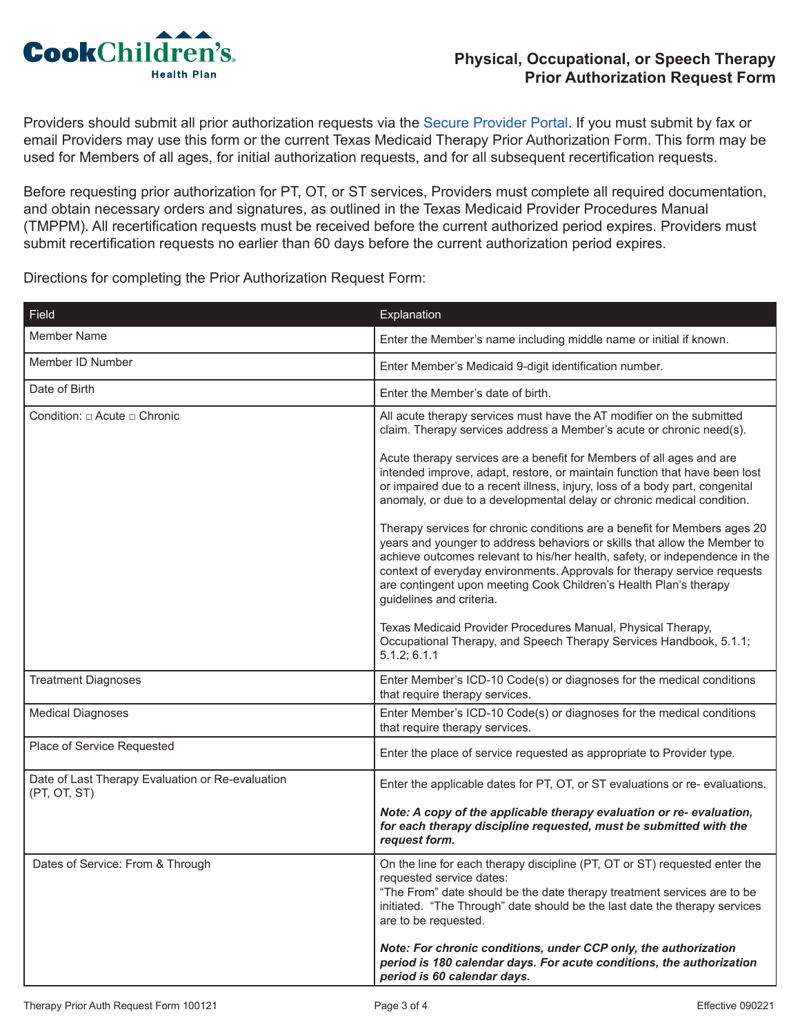# Physical, Occupational, or Speech Therapy Prior Authorization Request Form

Providers should submit all prior authorization requests via the Secure Provider Portal. If you must submit by fax or email Providers may use this form or the current Texas Medicaid Therapy Prior Authorization Form. This form may be used for Members of all ages, for initial authorization requests, and for all subsequent recertification requests.

Before requesting prior authorization for PT, OT, or ST services, Providers must complete all required documentation, and obtain necessary orders and signatures, as outlined in the Texas Medicaid Provider Procedures Manual (TMPPM). All recertification requests must be received before the current authorized period expires. Providers must submit recertification requests no earlier than 60 days before the current authorization period expires.

Directions for completing the Prior Authorization Request Form:

| Field | Explanation |
|---|---|
| Member Name | Enter the Member's name including middle name or initial if known. |
| Member ID Number | Enter Member's Medicaid 9-digit identification number. |
| Date of Birth | Enter the Member's date of birth. |
| Condition: □ Acute □ Chronic | All acute therapy services must have the AT modifier on the submitted claim. Therapy services address a Member's acute or chronic need(s).<br><br>Acute therapy services are a benefit for Members of all ages and are intended improve, adapt, restore, or maintain function that have been lost or impaired due to a recent illness, injury, loss of a body part, congenital anomaly, or due to a developmental delay or chronic medical condition.<br><br>Therapy services for chronic conditions are a benefit for Members ages 20 years and younger to address behaviors or skills that allow the Member to achieve outcomes relevant to his/her health, safety, or independence in the context of everyday environments. Approvals for therapy service requests are contingent upon meeting Cook Children's Health Plan's therapy guidelines and criteria.<br><br>Texas Medicaid Provider Procedures Manual, Physical Therapy, Occupational Therapy, and Speech Therapy Services Handbook, 5.1.1; 5.1.2; 6.1.1 |
| Treatment Diagnoses | Enter Member's ICD-10 Code(s) or diagnoses for the medical conditions that require therapy services. |
| Medical Diagnoses | Enter Member's ICD-10 Code(s) or diagnoses for the medical conditions that require therapy services. |
| Place of Service Requested | Enter the place of service requested as appropriate to Provider type. |
| Date of Last Therapy Evaluation or Re-evaluation (PT, OT, ST) | Enter the applicable dates for PT, OT, or ST evaluations or re- evaluations.<br><br>***Note: A copy of the applicable therapy evaluation or re- evaluation, for each therapy discipline requested, must be submitted with the request form.*** |
| Dates of Service: From & Through | On the line for each therapy discipline (PT, OT or ST) requested enter the requested service dates:<br>"The From" date should be the date therapy treatment services are to be initiated. "The Through" date should be the last date the therapy services are to be requested.<br><br>***Note: For chronic conditions, under CCP only, the authorization period is 180 calendar days. For acute conditions, the authorization period is 60 calendar days.*** |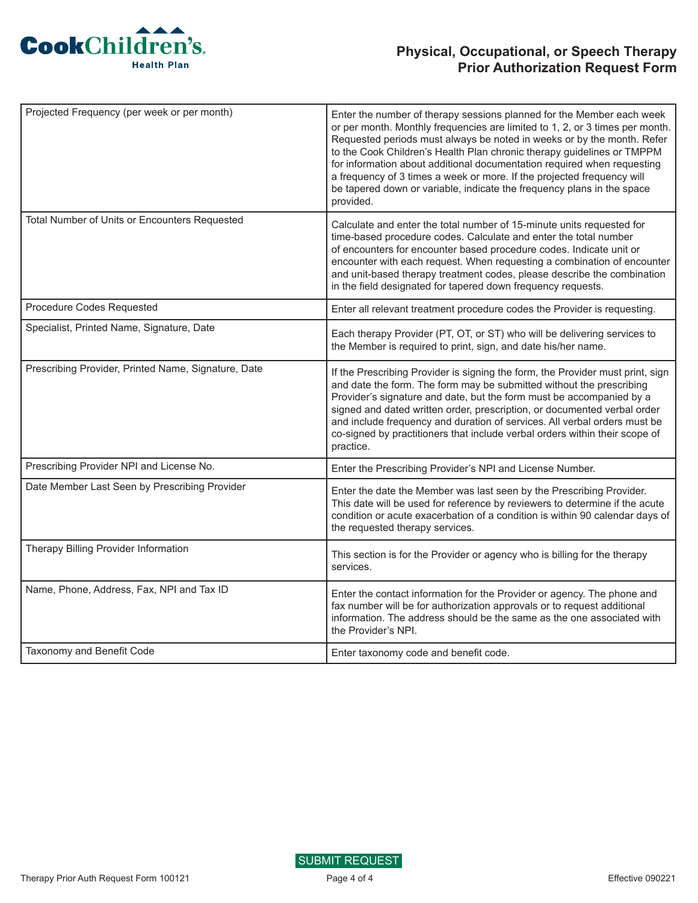# Physical, Occupational, or Speech Therapy Prior Authorization Request Form

| | |
|---|---|
| Projected Frequency (per week or per month) | Enter the number of therapy sessions planned for the Member each week or per month. Monthly frequencies are limited to 1, 2, or 3 times per month. Requested periods must always be noted in weeks or by the month. Refer to the Cook Children's Health Plan chronic therapy guidelines or TMPPM for information about additional documentation required when requesting a frequency of 3 times a week or more. If the projected frequency will be tapered down or variable, indicate the frequency plans in the space provided. |
| Total Number of Units or Encounters Requested | Calculate and enter the total number of 15-minute units requested for time-based procedure codes. Calculate and enter the total number of encounters for encounter based procedure codes. Indicate unit or encounter with each request. When requesting a combination of encounter and unit-based therapy treatment codes, please describe the combination in the field designated for tapered down frequency requests. |
| Procedure Codes Requested | Enter all relevant treatment procedure codes the Provider is requesting. |
| Specialist, Printed Name, Signature, Date | Each therapy Provider (PT, OT, or ST) who will be delivering services to the Member is required to print, sign, and date his/her name. |
| Prescribing Provider, Printed Name, Signature, Date | If the Prescribing Provider is signing the form, the Provider must print, sign and date the form. The form may be submitted without the prescribing Provider's signature and date, but the form must be accompanied by a signed and dated written order, prescription, or documented verbal order and include frequency and duration of services. All verbal orders must be co-signed by practitioners that include verbal orders within their scope of practice. |
| Prescribing Provider NPI and License No. | Enter the Prescribing Provider's NPI and License Number. |
| Date Member Last Seen by Prescribing Provider | Enter the date the Member was last seen by the Prescribing Provider. This date will be used for reference by reviewers to determine if the acute condition or acute exacerbation of a condition is within 90 calendar days of the requested therapy services. |
| Therapy Billing Provider Information | This section is for the Provider or agency who is billing for the therapy services. |
| Name, Phone, Address, Fax, NPI and Tax ID | Enter the contact information for the Provider or agency. The phone and fax number will be for authorization approvals or to request additional information. The address should be the same as the one associated with the Provider's NPI. |
| Taxonomy and Benefit Code | Enter taxonomy code and benefit code. |

SUBMIT REQUEST